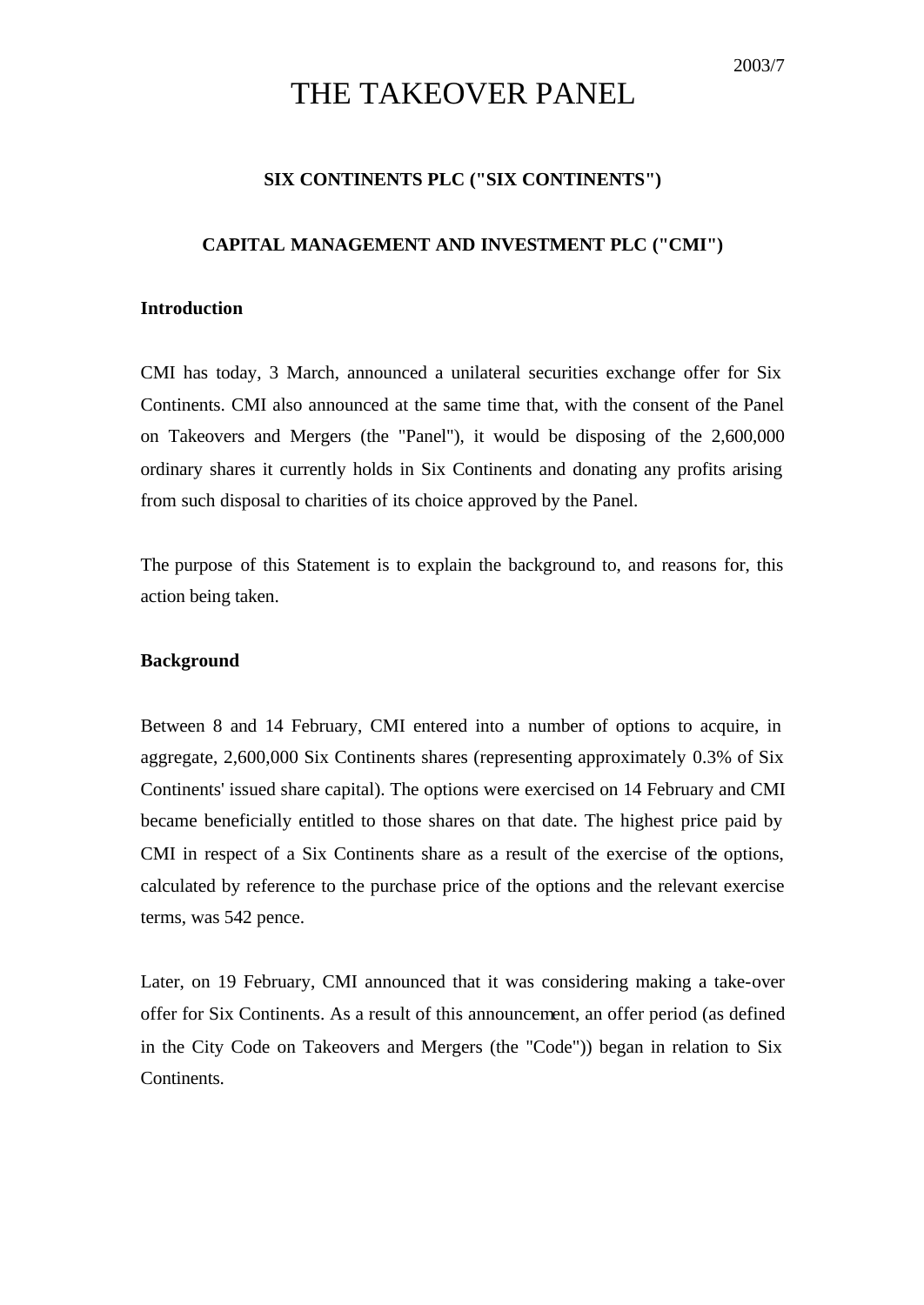2003/7

# THE TAKEOVER PANEL

**SIX CONTINENTS PLC ("SIX CONTINENTS")**

**CAPITAL MANAGEMENT AND INVESTMENT PLC ("CMI")**

**Introduction**

CMI has today, 3 March, announced a unilateral securities exchange offer for Six Continents. CMI also announced at the same time that, with the consent of the Panel on Takeovers and Mergers (the "Panel"), it would be disposing of the 2,600,000 ordinary shares it currently holds in Six Continents and donating any profits arising from such disposal to charities of its choice approved by the Panel.

The purpose of this Statement is to explain the background to, and reasons for, this action being taken.

**Background**

Between 8 and 14 February, CMI entered into a number of options to acquire, in aggregate, 2,600,000 Six Continents shares (representing approximately 0.3% of Six Continents' issued share capital). The options were exercised on 14 February and CMI became beneficially entitled to those shares on that date. The highest price paid by CMI in respect of a Six Continents share as a result of the exercise of the options, calculated by reference to the purchase price of the options and the relevant exercise terms, was 542 pence.

Later, on 19 February, CMI announced that it was considering making a take-over offer for Six Continents. As a result of this announcement, an offer period (as defined in the City Code on Takeovers and Mergers (the "Code")) began in relation to Six Continents.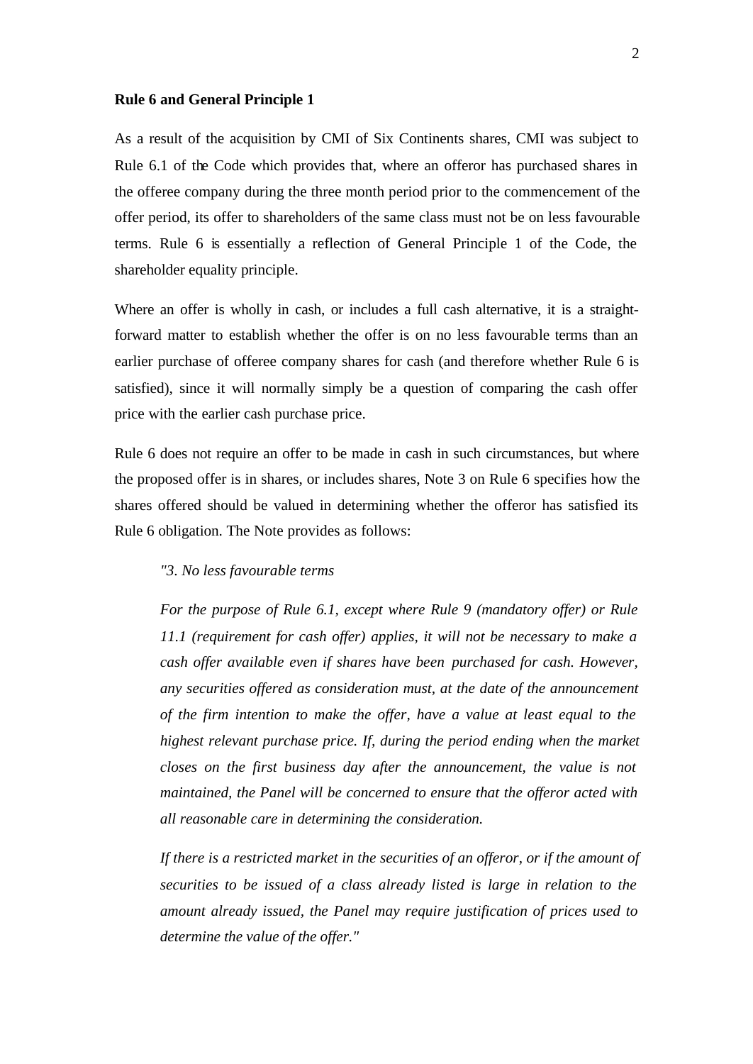**Rule 6 and General Principle 1**

As a result of the acquisition by CMI of Six Continents shares, CMI was subject to Rule 6.1 of the Code which provides that, where an offeror has purchased shares in the offeree company during the three month period prior to the commencement of the offer period, its offer to shareholders of the same class must not be on less favourable terms. Rule 6 is essentially a reflection of General Principle 1 of the Code, the shareholder equality principle.

Where an offer is wholly in cash, or includes a full cash alternative, it is a straight-forward matter to establish whether the offer is on no less favourable terms than an earlier purchase of offeree company shares for cash (and therefore whether Rule 6 is satisfied), since it will normally simply be a question of comparing the cash offer price with the earlier cash purchase price.

Rule 6 does not require an offer to be made in cash in such circumstances, but where the proposed offer is in shares, or includes shares, Note 3 on Rule 6 specifies how the shares offered should be valued in determining whether the offeror has satisfied its Rule 6 obligation. The Note provides as follows:

> *"3. No less favourable terms*
>
> *For the purpose of Rule 6.1, except where Rule 9 (mandatory offer) or Rule 11.1 (requirement for cash offer) applies, it will not be necessary to make a cash offer available even if shares have been purchased for cash. However, any securities offered as consideration must, at the date of the announcement of the firm intention to make the offer, have a value at least equal to the highest relevant purchase price. If, during the period ending when the market closes on the first business day after the announcement, the value is not maintained, the Panel will be concerned to ensure that the offeror acted with all reasonable care in determining the consideration.*
>
> *If there is a restricted market in the securities of an offeror, or if the amount of securities to be issued of a class already listed is large in relation to the amount already issued, the Panel may require justification of prices used to determine the value of the offer."*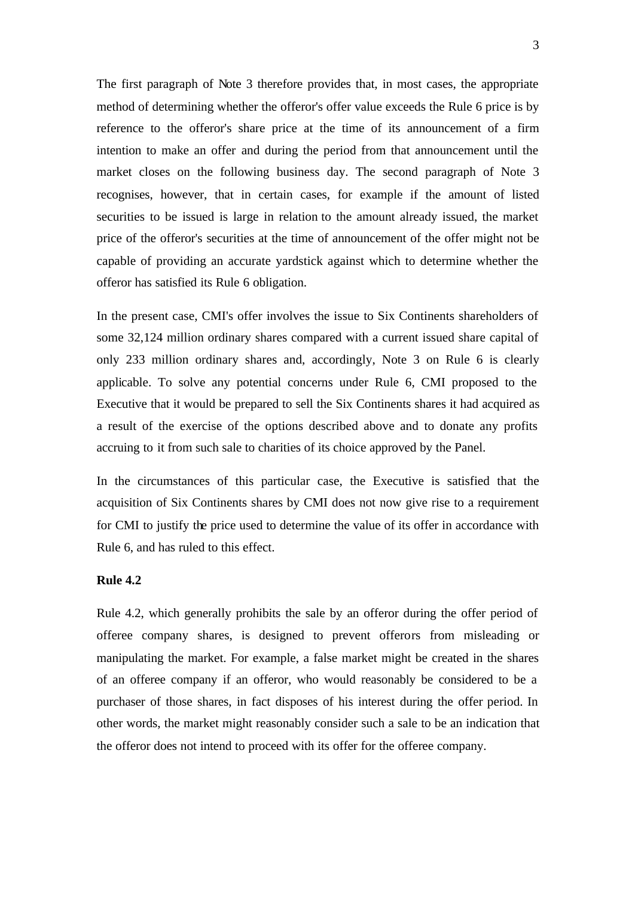The first paragraph of Note 3 therefore provides that, in most cases, the appropriate method of determining whether the offeror's offer value exceeds the Rule 6 price is by reference to the offeror's share price at the time of its announcement of a firm intention to make an offer and during the period from that announcement until the market closes on the following business day. The second paragraph of Note 3 recognises, however, that in certain cases, for example if the amount of listed securities to be issued is large in relation to the amount already issued, the market price of the offeror's securities at the time of announcement of the offer might not be capable of providing an accurate yardstick against which to determine whether the offeror has satisfied its Rule 6 obligation.

In the present case, CMI's offer involves the issue to Six Continents shareholders of some 32,124 million ordinary shares compared with a current issued share capital of only 233 million ordinary shares and, accordingly, Note 3 on Rule 6 is clearly applicable. To solve any potential concerns under Rule 6, CMI proposed to the Executive that it would be prepared to sell the Six Continents shares it had acquired as a result of the exercise of the options described above and to donate any profits accruing to it from such sale to charities of its choice approved by the Panel.

In the circumstances of this particular case, the Executive is satisfied that the acquisition of Six Continents shares by CMI does not now give rise to a requirement for CMI to justify the price used to determine the value of its offer in accordance with Rule 6, and has ruled to this effect.

**Rule 4.2**

Rule 4.2, which generally prohibits the sale by an offeror during the offer period of offeree company shares, is designed to prevent offerors from misleading or manipulating the market. For example, a false market might be created in the shares of an offeree company if an offeror, who would reasonably be considered to be a purchaser of those shares, in fact disposes of his interest during the offer period. In other words, the market might reasonably consider such a sale to be an indication that the offeror does not intend to proceed with its offer for the offeree company.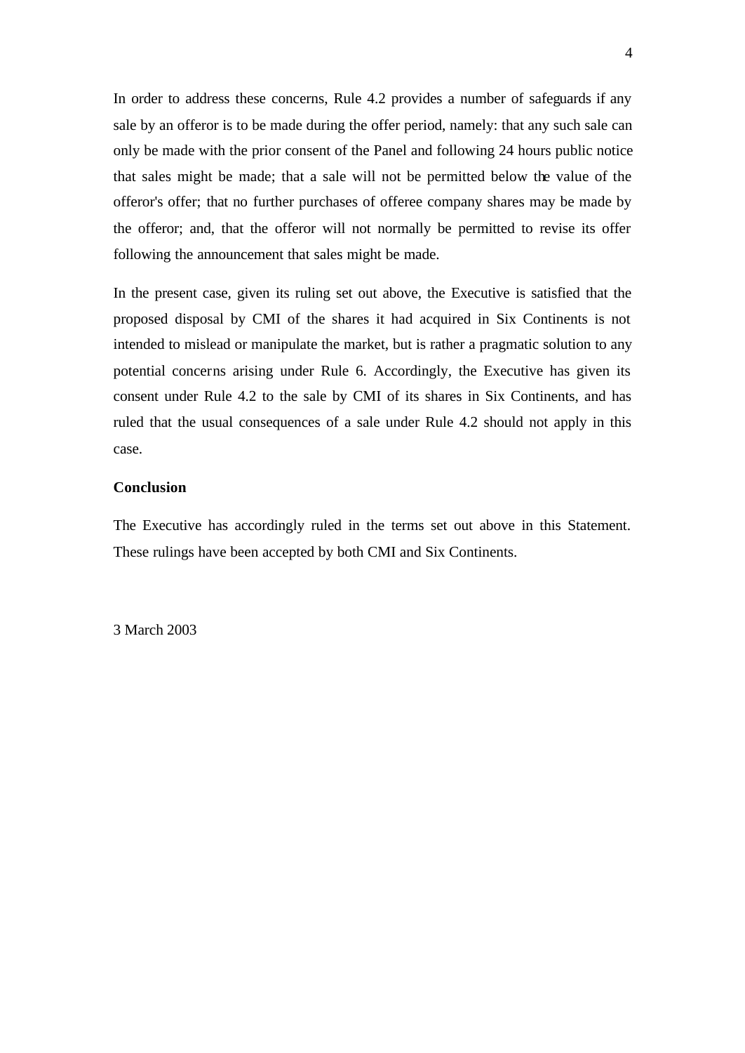In order to address these concerns, Rule 4.2 provides a number of safeguards if any sale by an offeror is to be made during the offer period, namely: that any such sale can only be made with the prior consent of the Panel and following 24 hours public notice that sales might be made; that a sale will not be permitted below the value of the offeror's offer; that no further purchases of offeree company shares may be made by the offeror; and, that the offeror will not normally be permitted to revise its offer following the announcement that sales might be made.

In the present case, given its ruling set out above, the Executive is satisfied that the proposed disposal by CMI of the shares it had acquired in Six Continents is not intended to mislead or manipulate the market, but is rather a pragmatic solution to any potential concerns arising under Rule 6. Accordingly, the Executive has given its consent under Rule 4.2 to the sale by CMI of its shares in Six Continents, and has ruled that the usual consequences of a sale under Rule 4.2 should not apply in this case.

**Conclusion**

The Executive has accordingly ruled in the terms set out above in this Statement. These rulings have been accepted by both CMI and Six Continents.

3 March 2003